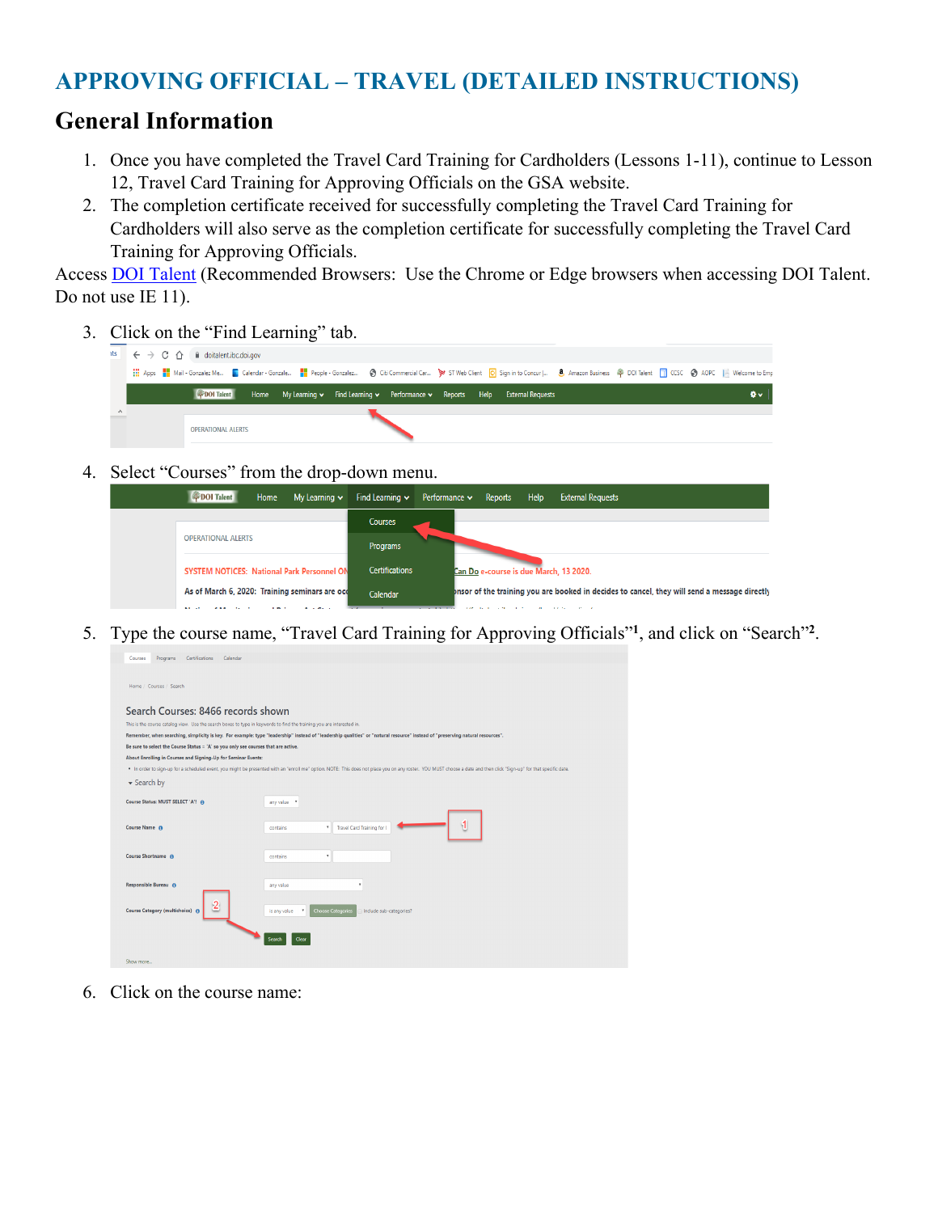# APPROVING OFFICIAL – TRAVEL (DETAILED INSTRUCTIONS)

## General Information

1. Once you have completed the Travel Card Training for Cardholders (Lessons 1-11), continue to Lesson 12, Travel Card Training for Approving Officials on the GSA website.
2. The completion certificate received for successfully completing the Travel Card Training for Cardholders will also serve as the completion certificate for successfully completing the Travel Card Training for Approving Officials.

Access [DOI Talent](DOI Talent) (Recommended Browsers: Use the Chrome or Edge browsers when accessing DOI Talent. Do not use IE 11).

3. Click on the "Find Learning" tab.
4. Select "Courses" from the drop-down menu.
5. Type the course name, "Travel Card Training for Approving Officials"[1], and click on "Search"[2].
6. Click on the course name: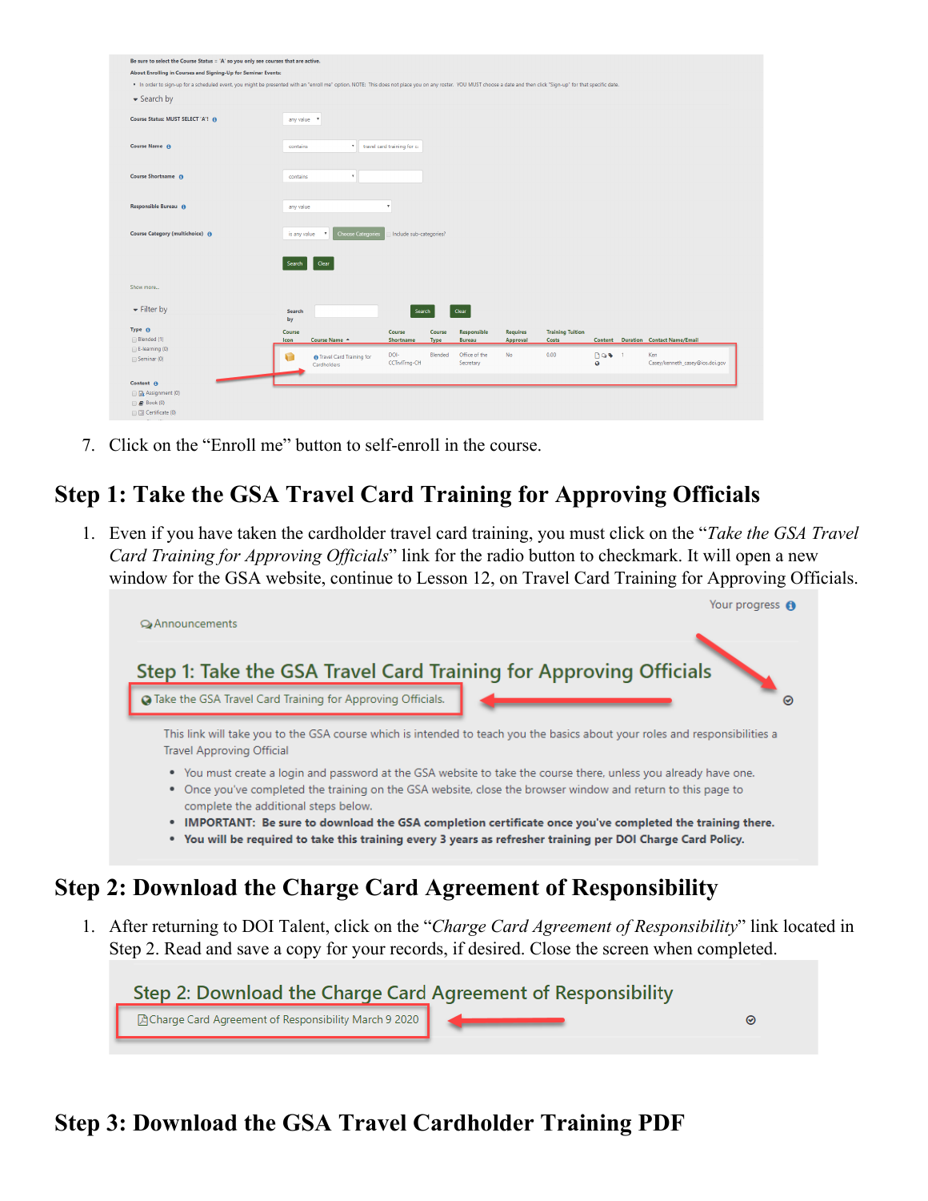7. Click on the "Enroll me" button to self-enroll in the course.

## Step 1: Take the GSA Travel Card Training for Approving Officials

1. Even if you have taken the cardholder travel card training, you must click on the "*Take the GSA Travel Card Training for Approving Officials*" link for the radio button to checkmark. It will open a new window for the GSA website, continue to Lesson 12, on Travel Card Training for Approving Officials.

## Step 2: Download the Charge Card Agreement of Responsibility

1. After returning to DOI Talent, click on the "*Charge Card Agreement of Responsibility*" link located in Step 2. Read and save a copy for your records, if desired. Close the screen when completed.

## Step 3: Download the GSA Travel Cardholder Training PDF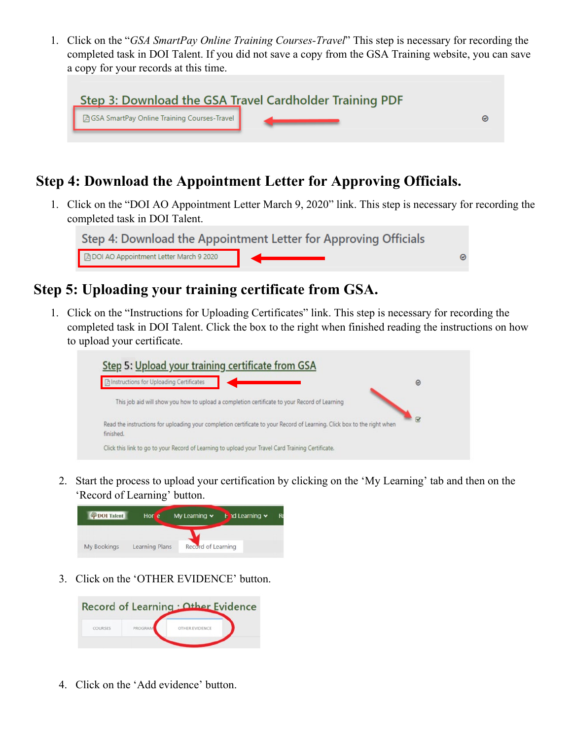1. Click on the "*GSA SmartPay Online Training Courses-Travel*" This step is necessary for recording the completed task in DOI Talent. If you did not save a copy from the GSA Training website, you can save a copy for your records at this time.

## Step 4: Download the Appointment Letter for Approving Officials.

1. Click on the "DOI AO Appointment Letter March 9, 2020" link. This step is necessary for recording the completed task in DOI Talent.

## Step 5: Uploading your training certificate from GSA.

1. Click on the "Instructions for Uploading Certificates" link. This step is necessary for recording the completed task in DOI Talent. Click the box to the right when finished reading the instructions on how to upload your certificate.

2. Start the process to upload your certification by clicking on the 'My Learning' tab and then on the 'Record of Learning' button.

3. Click on the 'OTHER EVIDENCE' button.

4. Click on the 'Add evidence' button.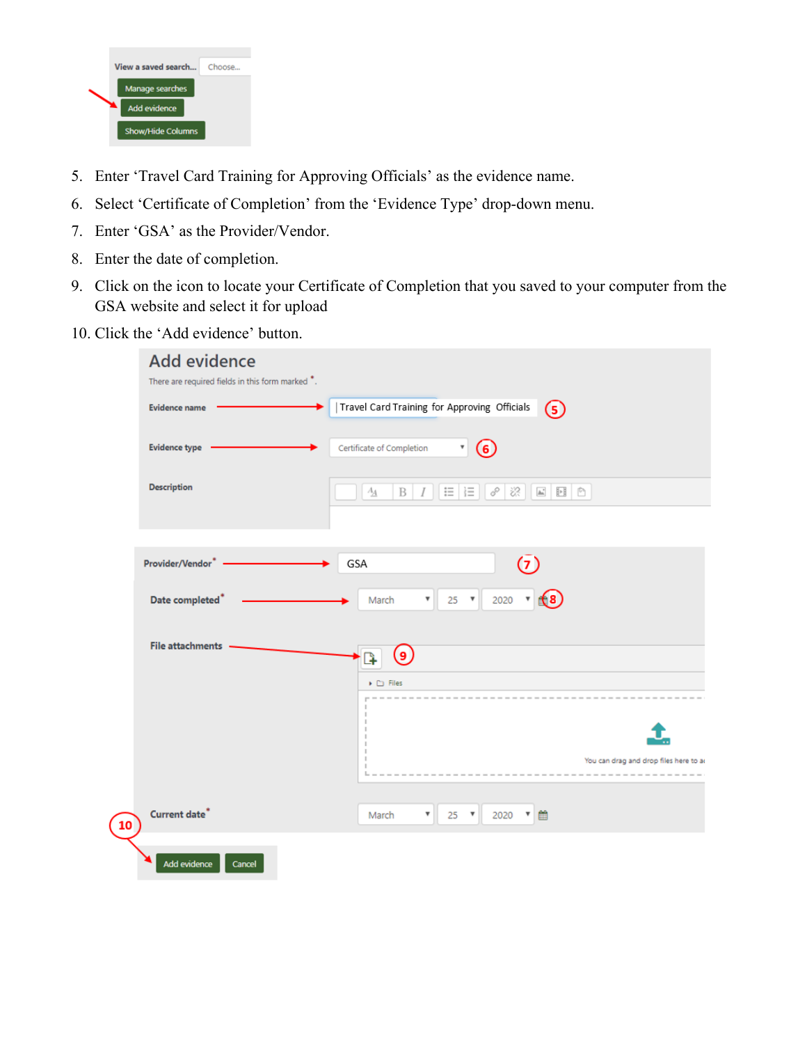5. Enter 'Travel Card Training for Approving Officials' as the evidence name.
6. Select 'Certificate of Completion' from the 'Evidence Type' drop-down menu.
7. Enter 'GSA' as the Provider/Vendor.
8. Enter the date of completion.
9. Click on the icon to locate your Certificate of Completion that you saved to your computer from the GSA website and select it for upload
10. Click the 'Add evidence' button.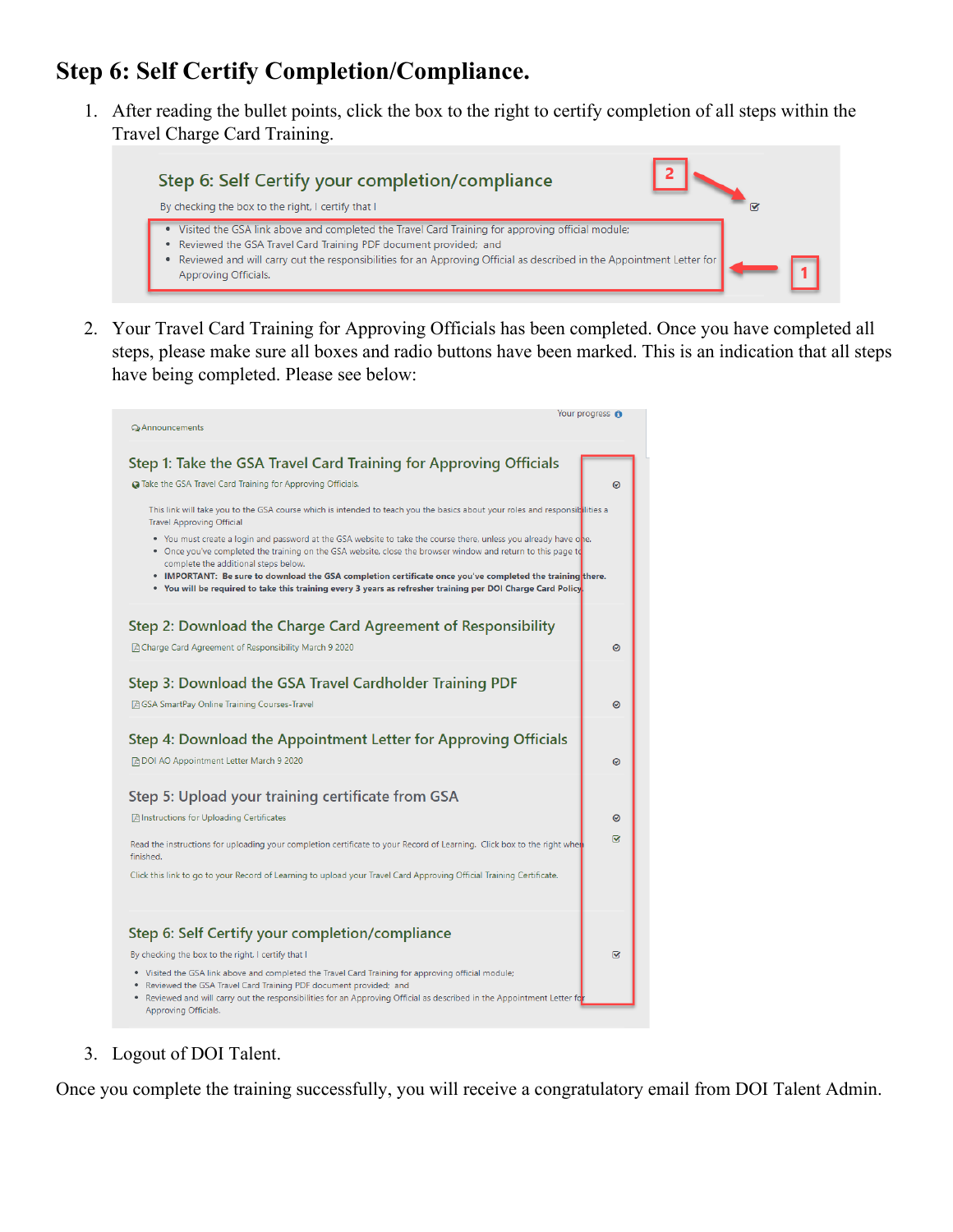## Step 6: Self Certify Completion/Compliance.

1. After reading the bullet points, click the box to the right to certify completion of all steps within the Travel Charge Card Training.

Step 6: Self Certify your completion/compliance

By checking the box to the right, I certify that I

- Visited the GSA link above and completed the Travel Card Training for approving official module;
- Reviewed the GSA Travel Card Training PDF document provided; and
- Reviewed and will carry out the responsibilities for an Approving Official as described in the Appointment Letter for Approving Officials.

2. Your Travel Card Training for Approving Officials has been completed. Once you have completed all steps, please make sure all boxes and radio buttons have been marked. This is an indication that all steps have being completed. Please see below:

Your progress

Announcements

Step 1: Take the GSA Travel Card Training for Approving Officials

Take the GSA Travel Card Training for Approving Officials.

This link will take you to the GSA course which is intended to teach you the basics about your roles and responsibilities a Travel Approving Official

- You must create a login and password at the GSA website to take the course there, unless you already have one.
- Once you've completed the training on the GSA website, close the browser window and return to this page to complete the additional steps below.
- **IMPORTANT: Be sure to download the GSA completion certificate once you've completed the training there.**
- **You will be required to take this training every 3 years as refresher training per DOI Charge Card Policy.**

Step 2: Download the Charge Card Agreement of Responsibility

Charge Card Agreement of Responsibility March 9 2020

Step 3: Download the GSA Travel Cardholder Training PDF

GSA SmartPay Online Training Courses-Travel

Step 4: Download the Appointment Letter for Approving Officials

DOI AO Appointment Letter March 9 2020

Step 5: Upload your training certificate from GSA

Instructions for Uploading Certificates

Read the instructions for uploading your completion certificate to your Record of Learning. Click box to the right when finished.

Click this link to go to your Record of Learning to upload your Travel Card Approving Official Training Certificate.

Step 6: Self Certify your completion/compliance

By checking the box to the right, I certify that I

- Visited the GSA link above and completed the Travel Card Training for approving official module;
- Reviewed the GSA Travel Card Training PDF document provided; and
- Reviewed and will carry out the responsibilities for an Approving Official as described in the Appointment Letter for Approving Officials.

3. Logout of DOI Talent.

Once you complete the training successfully, you will receive a congratulatory email from DOI Talent Admin.